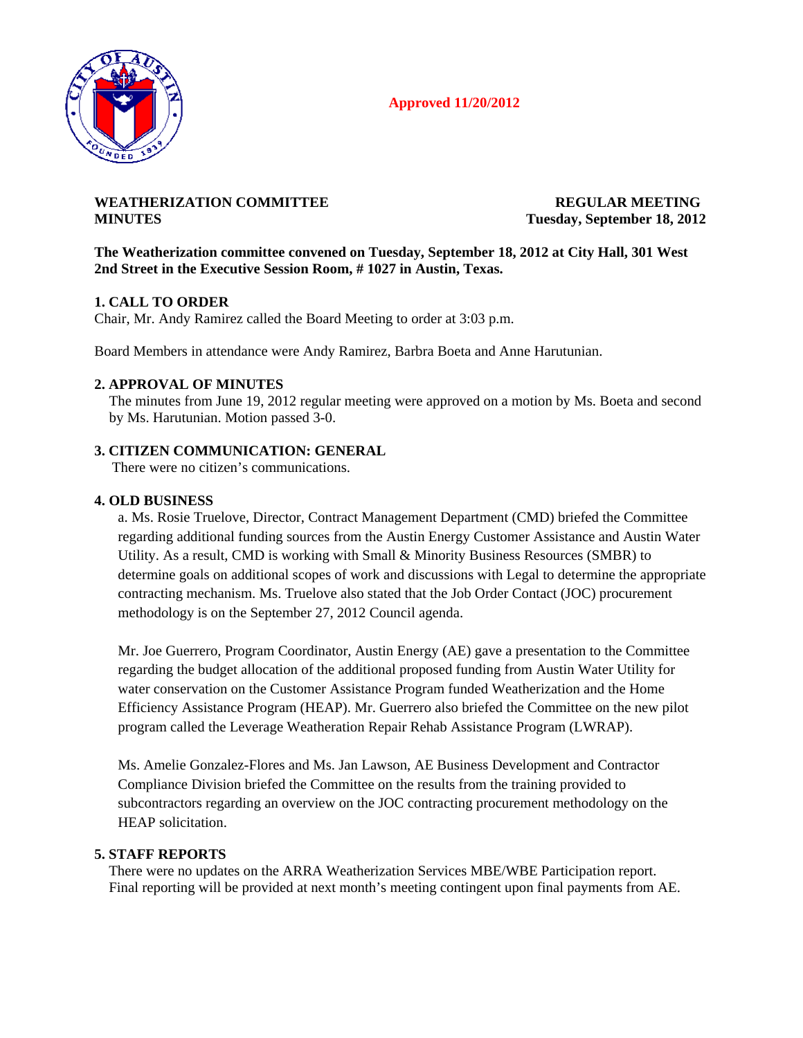**Approved 11/20/2012**

**WEATHERIZATION COMMITTEE MINUTES**

**REGULAR MEETING Tuesday, September 18, 2012**

**The Weatherization committee convened on Tuesday, September 18, 2012 at City Hall, 301 West 2nd Street in the Executive Session Room, # 1027 in Austin, Texas.**

## 1. CALL TO ORDER

Chair, Mr. Andy Ramirez called the Board Meeting to order at 3:03 p.m.

Board Members in attendance were Andy Ramirez, Barbra Boeta and Anne Harutunian.

## 2. APPROVAL OF MINUTES

The minutes from June 19, 2012 regular meeting were approved on a motion by Ms. Boeta and second by Ms. Harutunian. Motion passed 3-0.

## 3. CITIZEN COMMUNICATION: GENERAL

There were no citizen's communications.

## 4. OLD BUSINESS

a. Ms. Rosie Truelove, Director, Contract Management Department (CMD) briefed the Committee regarding additional funding sources from the Austin Energy Customer Assistance and Austin Water Utility. As a result, CMD is working with Small & Minority Business Resources (SMBR) to determine goals on additional scopes of work and discussions with Legal to determine the appropriate contracting mechanism. Ms. Truelove also stated that the Job Order Contact (JOC) procurement methodology is on the September 27, 2012 Council agenda.

Mr. Joe Guerrero, Program Coordinator, Austin Energy (AE) gave a presentation to the Committee regarding the budget allocation of the additional proposed funding from Austin Water Utility for water conservation on the Customer Assistance Program funded Weatherization and the Home Efficiency Assistance Program (HEAP). Mr. Guerrero also briefed the Committee on the new pilot program called the Leverage Weatheration Repair Rehab Assistance Program (LWRAP).

Ms. Amelie Gonzalez-Flores and Ms. Jan Lawson, AE Business Development and Contractor Compliance Division briefed the Committee on the results from the training provided to subcontractors regarding an overview on the JOC contracting procurement methodology on the HEAP solicitation.

## 5. STAFF REPORTS

There were no updates on the ARRA Weatherization Services MBE/WBE Participation report. Final reporting will be provided at next month's meeting contingent upon final payments from AE.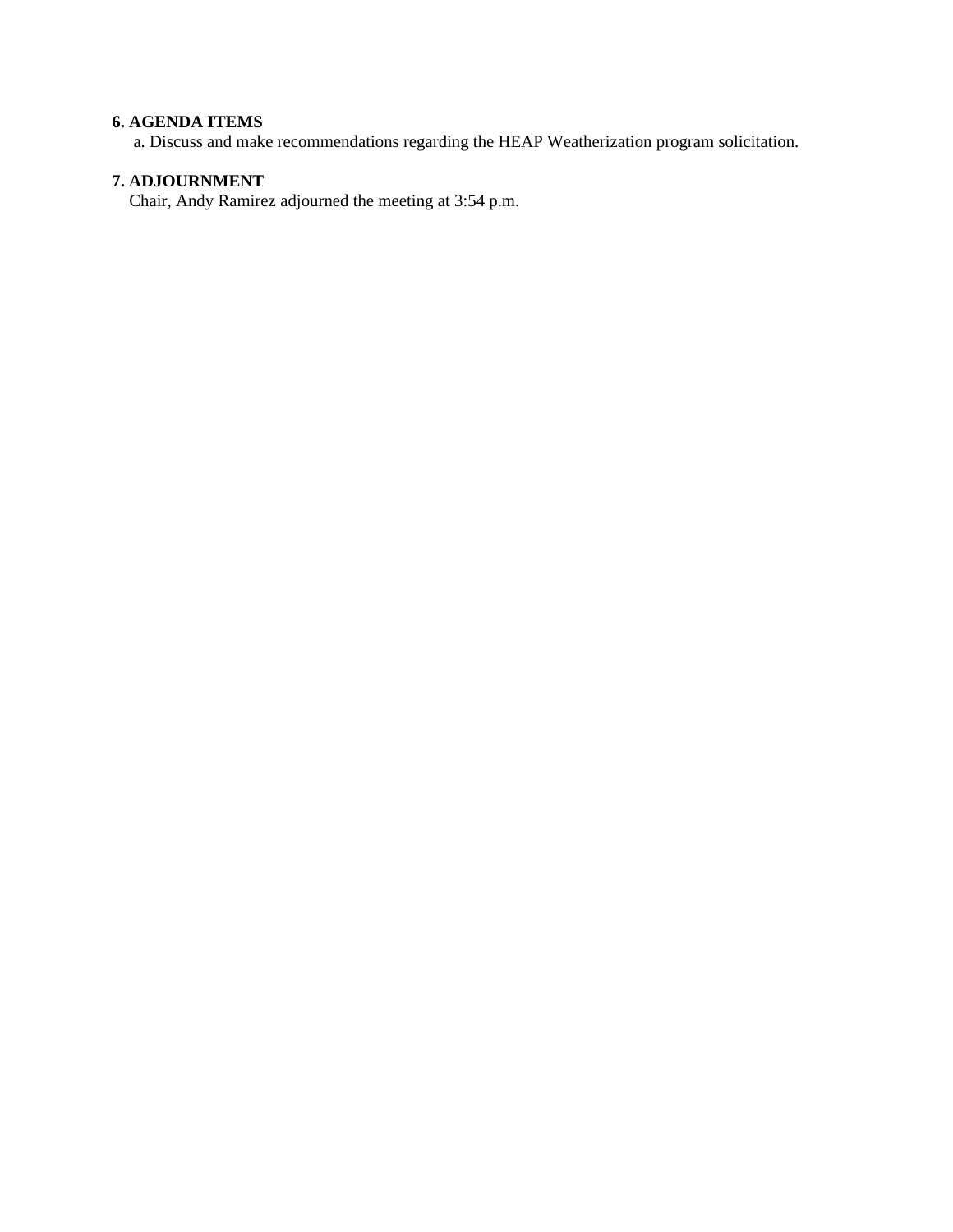**6. AGENDA ITEMS**

a. Discuss and make recommendations regarding the HEAP Weatherization program solicitation.

**7. ADJOURNMENT**

Chair, Andy Ramirez adjourned the meeting at 3:54 p.m.